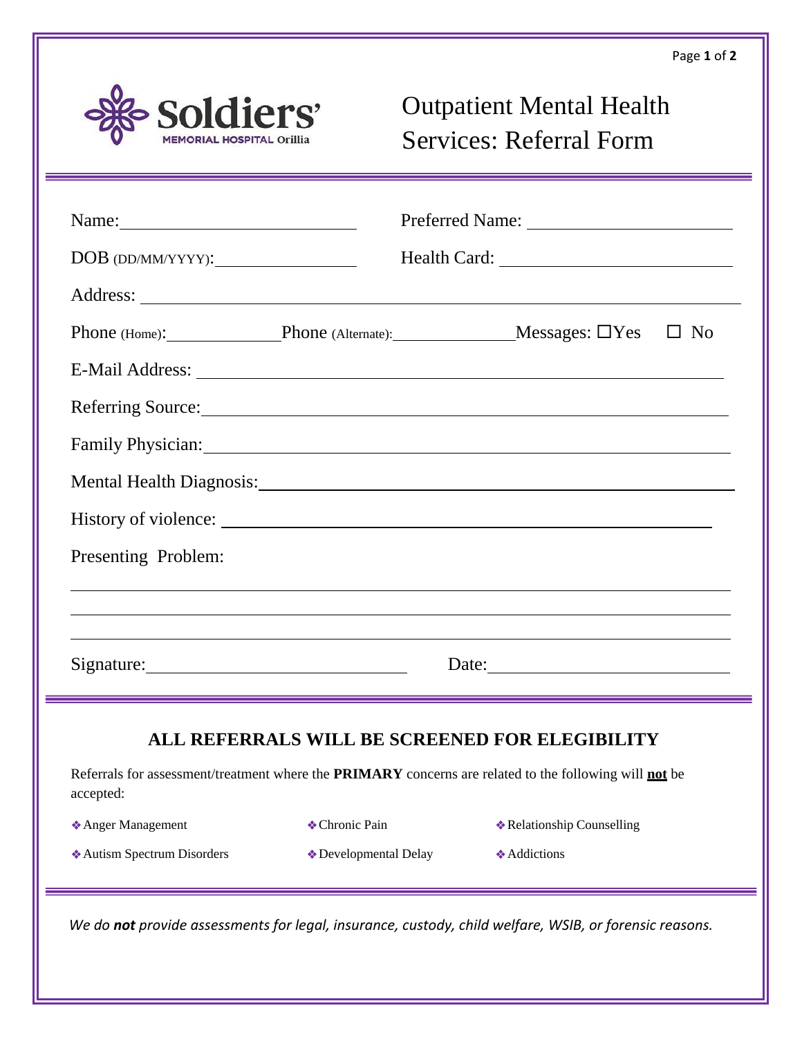Soldiers' Memorial Hospital Orillia

# Outpatient Mental Health Services: Referral Form

Name: ____________________________ Preferred Name: ____________________________

DOB (DD/MM/YYYY): ________________ Health Card: ____________________________

Address: ______________________________________________________________

Phone (Home): ______________ Phone (Alternate): ______________ Messages: ☐Yes ☐ No

E-Mail Address: ______________________________________________________________

Referring Source: ______________________________________________________________

Family Physician: ______________________________________________________________

Mental Health Diagnosis: ______________________________________________________________

History of violence: ______________________________________________________________

Presenting Problem:

______________________________________________________________

______________________________________________________________

______________________________________________________________

Signature: ____________________________ Date: ____________________________

## ALL REFERRALS WILL BE SCREENED FOR ELEGIBILITY

Referrals for assessment/treatment where the **PRIMARY** concerns are related to the following will **not** be accepted:

- Anger Management
- Chronic Pain
- Relationship Counselling
- Autism Spectrum Disorders
- Developmental Delay
- Addictions

*We do **not** provide assessments for legal, insurance, custody, child welfare, WSIB, or forensic reasons.*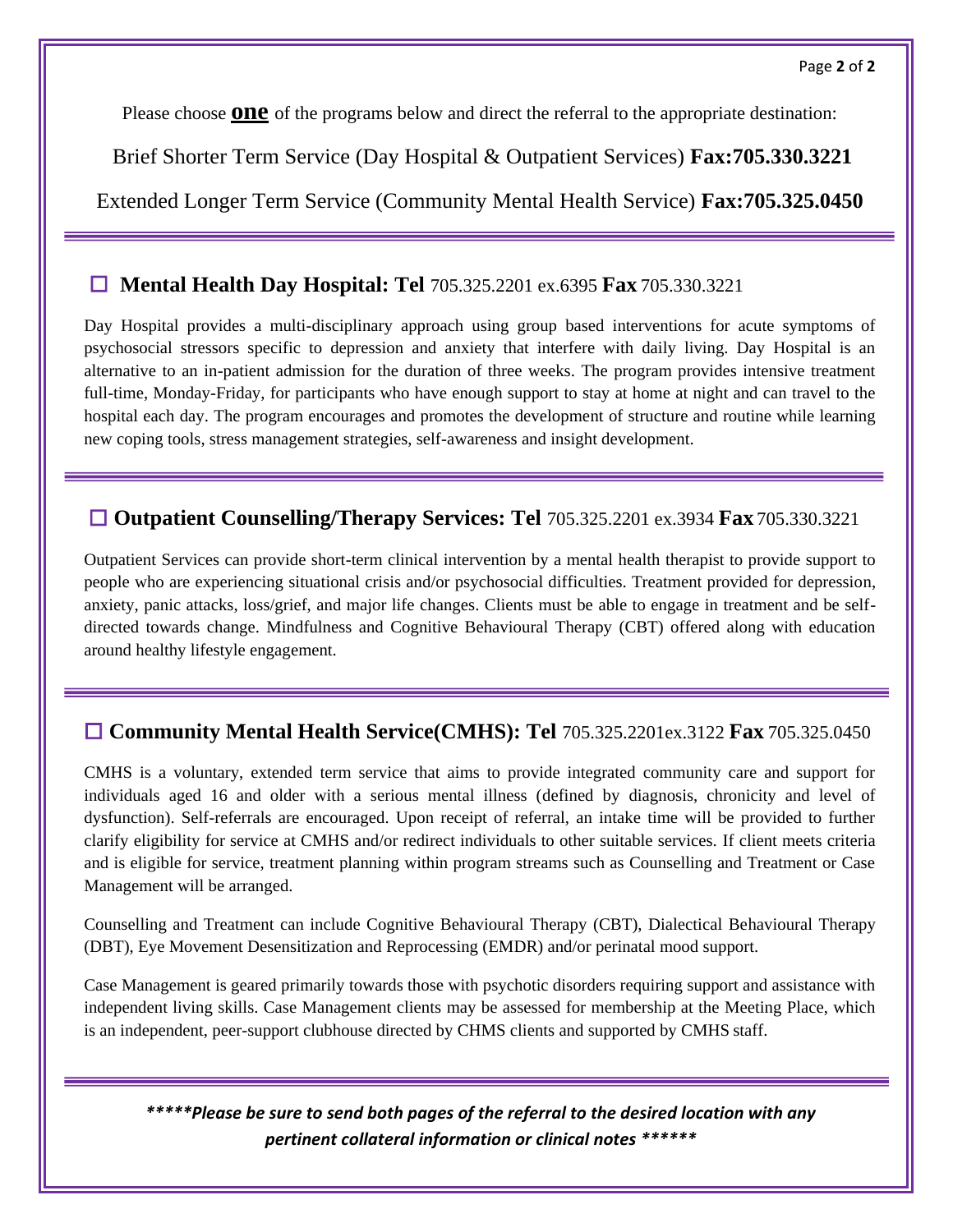Please choose **one** of the programs below and direct the referral to the appropriate destination:

Brief Shorter Term Service (Day Hospital & Outpatient Services) **Fax:705.330.3221**

Extended Longer Term Service (Community Mental Health Service) **Fax:705.325.0450**

---

## ☐ Mental Health Day Hospital: Tel 705.325.2201 ex.6395 Fax 705.330.3221

Day Hospital provides a multi-disciplinary approach using group based interventions for acute symptoms of psychosocial stressors specific to depression and anxiety that interfere with daily living. Day Hospital is an alternative to an in-patient admission for the duration of three weeks. The program provides intensive treatment full-time, Monday-Friday, for participants who have enough support to stay at home at night and can travel to the hospital each day. The program encourages and promotes the development of structure and routine while learning new coping tools, stress management strategies, self-awareness and insight development.

---

## ☐ Outpatient Counselling/Therapy Services: Tel 705.325.2201 ex.3934 Fax 705.330.3221

Outpatient Services can provide short-term clinical intervention by a mental health therapist to provide support to people who are experiencing situational crisis and/or psychosocial difficulties. Treatment provided for depression, anxiety, panic attacks, loss/grief, and major life changes. Clients must be able to engage in treatment and be self-directed towards change. Mindfulness and Cognitive Behavioural Therapy (CBT) offered along with education around healthy lifestyle engagement.

---

## ☐ Community Mental Health Service(CMHS): Tel 705.325.2201ex.3122 Fax 705.325.0450

CMHS is a voluntary, extended term service that aims to provide integrated community care and support for individuals aged 16 and older with a serious mental illness (defined by diagnosis, chronicity and level of dysfunction). Self-referrals are encouraged. Upon receipt of referral, an intake time will be provided to further clarify eligibility for service at CMHS and/or redirect individuals to other suitable services. If client meets criteria and is eligible for service, treatment planning within program streams such as Counselling and Treatment or Case Management will be arranged.

Counselling and Treatment can include Cognitive Behavioural Therapy (CBT), Dialectical Behavioural Therapy (DBT), Eye Movement Desensitization and Reprocessing (EMDR) and/or perinatal mood support.

Case Management is geared primarily towards those with psychotic disorders requiring support and assistance with independent living skills. Case Management clients may be assessed for membership at the Meeting Place, which is an independent, peer-support clubhouse directed by CHMS clients and supported by CMHS staff.

---

***\*\*\*\*\*Please be sure to send both pages of the referral to the desired location with any pertinent collateral information or clinical notes \*\*\*\*\*\****